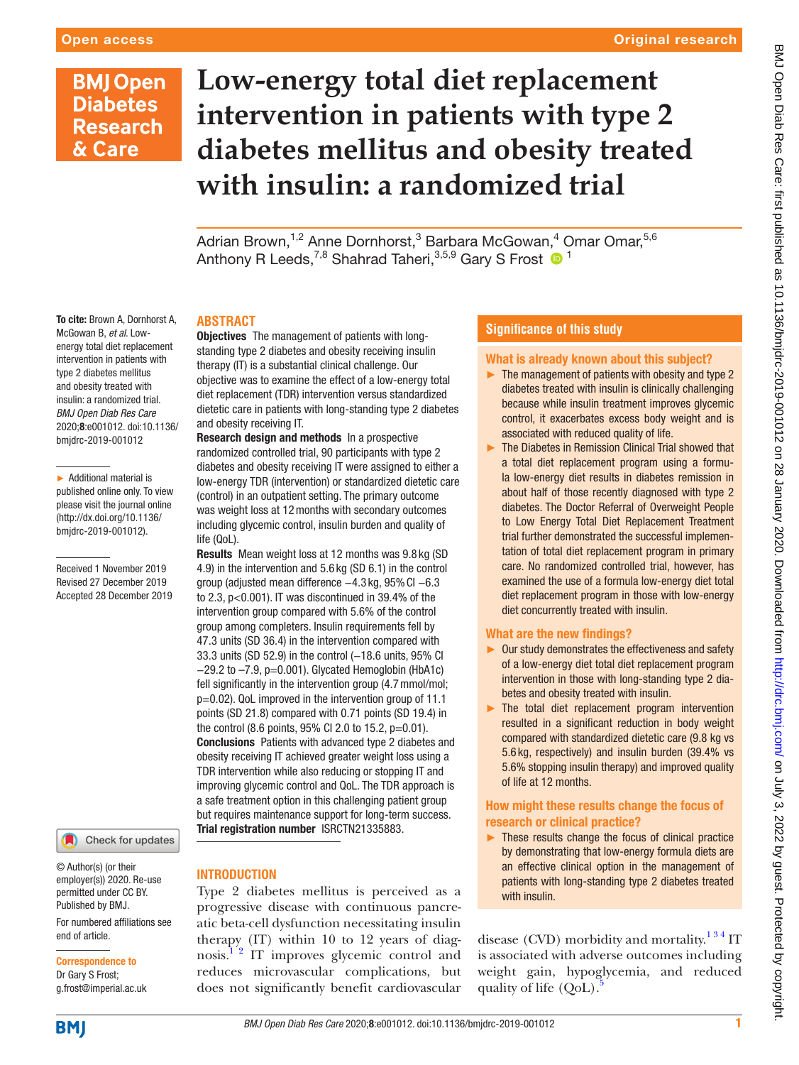# Low-energy total diet replacement intervention in patients with type 2 diabetes mellitus and obesity treated with insulin: a randomized trial

Adrian Brown,[1,2] Anne Dornhorst,[3] Barbara McGowan,[4] Omar Omar,[5,6] Anthony R Leeds,[7,8] Shahrad Taheri,[3,5,9] Gary S Frost [1]

**To cite:** Brown A, Dornhorst A, McGowan B, *et al*. Low-energy total diet replacement intervention in patients with type 2 diabetes mellitus and obesity treated with insulin: a randomized trial. *BMJ Open Diab Res Care* 2020;**8**:e001012. doi:10.1136/bmjdrc-2019-001012

► Additional material is published online only. To view please visit the journal online (http://dx.doi.org/10.1136/bmjdrc-2019-001012).

Received 1 November 2019
Revised 27 December 2019
Accepted 28 December 2019

© Author(s) (or their employer(s)) 2020. Re-use permitted under CC BY. Published by BMJ.

For numbered affiliations see end of article.

**Correspondence to**
Dr Gary S Frost;
g.frost@imperial.ac.uk

## ABSTRACT

**Objectives** The management of patients with long-standing type 2 diabetes and obesity receiving insulin therapy (IT) is a substantial clinical challenge. Our objective was to examine the effect of a low-energy total diet replacement (TDR) intervention versus standardized dietetic care in patients with long-standing type 2 diabetes and obesity receiving IT.

**Research design and methods** In a prospective randomized controlled trial, 90 participants with type 2 diabetes and obesity receiving IT were assigned to either a low-energy TDR (intervention) or standardized dietetic care (control) in an outpatient setting. The primary outcome was weight loss at 12 months with secondary outcomes including glycemic control, insulin burden and quality of life (QoL).

**Results** Mean weight loss at 12 months was 9.8 kg (SD 4.9) in the intervention and 5.6 kg (SD 6.1) in the control group (adjusted mean difference −4.3 kg, 95% CI −6.3 to 2.3, p<0.001). IT was discontinued in 39.4% of the intervention group compared with 5.6% of the control group among completers. Insulin requirements fell by 47.3 units (SD 36.4) in the intervention compared with 33.3 units (SD 52.9) in the control (−18.6 units, 95% CI −29.2 to −7.9, p=0.001). Glycated Hemoglobin (HbA1c) fell significantly in the intervention group (4.7 mmol/mol; p=0.02). QoL improved in the intervention group of 11.1 points (SD 21.8) compared with 0.71 points (SD 19.4) in the control (8.6 points, 95% CI 2.0 to 15.2, p=0.01).

**Conclusions** Patients with advanced type 2 diabetes and obesity receiving IT achieved greater weight loss using a TDR intervention while also reducing or stopping IT and improving glycemic control and QoL. The TDR approach is a safe treatment option in this challenging patient group but requires maintenance support for long-term success.

**Trial registration number** ISRCTN21335883.

## Significance of this study

### What is already known about this subject?

- The management of patients with obesity and type 2 diabetes treated with insulin is clinically challenging because while insulin treatment improves glycemic control, it exacerbates excess body weight and is associated with reduced quality of life.
- The Diabetes in Remission Clinical Trial showed that a total diet replacement program using a formula low-energy diet results in diabetes remission in about half of those recently diagnosed with type 2 diabetes. The Doctor Referral of Overweight People to Low Energy Total Diet Replacement Treatment trial further demonstrated the successful implementation of total diet replacement program in primary care. No randomized controlled trial, however, has examined the use of a formula low-energy diet total diet replacement program in those with low-energy diet concurrently treated with insulin.

### What are the new findings?

- Our study demonstrates the effectiveness and safety of a low-energy diet total diet replacement program intervention in those with long-standing type 2 diabetes and obesity treated with insulin.
- The total diet replacement program intervention resulted in a significant reduction in body weight compared with standardized dietetic care (9.8 kg vs 5.6 kg, respectively) and insulin burden (39.4% vs 5.6% stopping insulin therapy) and improved quality of life at 12 months.

### How might these results change the focus of research or clinical practice?

- These results change the focus of clinical practice by demonstrating that low-energy formula diets are an effective clinical option in the management of patients with long-standing type 2 diabetes treated with insulin.

## INTRODUCTION

Type 2 diabetes mellitus is perceived as a progressive disease with continuous pancreatic beta-cell dysfunction necessitating insulin therapy (IT) within 10 to 12 years of diagnosis.[1,2] IT improves glycemic control and reduces microvascular complications, but does not significantly benefit cardiovascular disease (CVD) morbidity and mortality.[1,3,4] IT is associated with adverse outcomes including weight gain, hypoglycemia, and reduced quality of life (QoL).[5]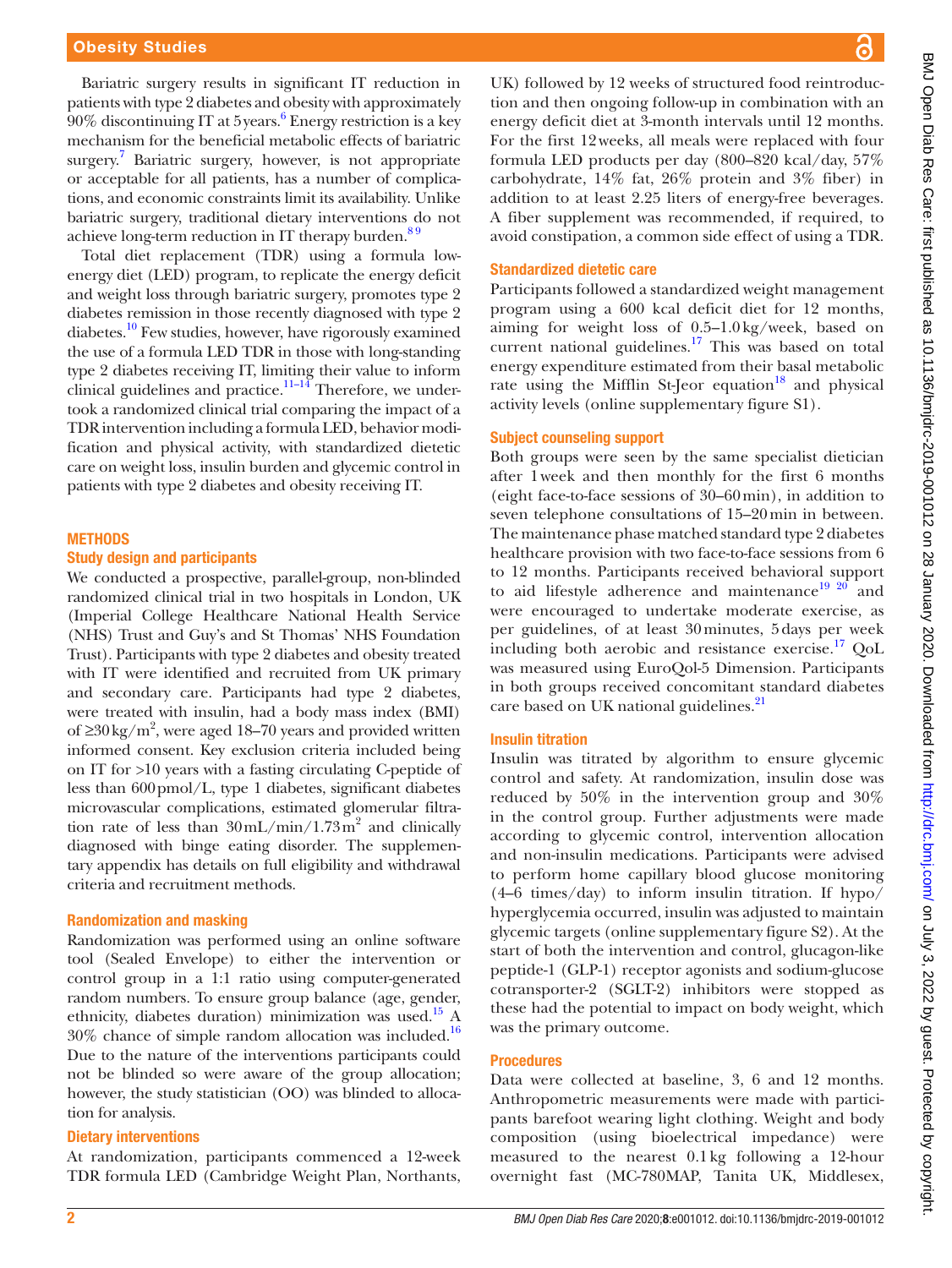Bariatric surgery results in significant IT reduction in patients with type 2 diabetes and obesity with approximately 90% discontinuing IT at 5 years.[6] Energy restriction is a key mechanism for the beneficial metabolic effects of bariatric surgery.[7] Bariatric surgery, however, is not appropriate or acceptable for all patients, has a number of complications, and economic constraints limit its availability. Unlike bariatric surgery, traditional dietary interventions do not achieve long-term reduction in IT therapy burden.[8 9]

Total diet replacement (TDR) using a formula low-energy diet (LED) program, to replicate the energy deficit and weight loss through bariatric surgery, promotes type 2 diabetes remission in those recently diagnosed with type 2 diabetes.[10] Few studies, however, have rigorously examined the use of a formula LED TDR in those with long-standing type 2 diabetes receiving IT, limiting their value to inform clinical guidelines and practice.[11–14] Therefore, we undertook a randomized clinical trial comparing the impact of a TDR intervention including a formula LED, behavior modification and physical activity, with standardized dietetic care on weight loss, insulin burden and glycemic control in patients with type 2 diabetes and obesity receiving IT.

## METHODS

### Study design and participants

We conducted a prospective, parallel-group, non-blinded randomized clinical trial in two hospitals in London, UK (Imperial College Healthcare National Health Service (NHS) Trust and Guy's and St Thomas' NHS Foundation Trust). Participants with type 2 diabetes and obesity treated with IT were identified and recruited from UK primary and secondary care. Participants had type 2 diabetes, were treated with insulin, had a body mass index (BMI) of $\geq 30\,kg/m^2$, were aged 18–70 years and provided written informed consent. Key exclusion criteria included being on IT for >10 years with a fasting circulating C-peptide of less than 600 pmol/L, type 1 diabetes, significant diabetes microvascular complications, estimated glomerular filtration rate of less than $30\,mL/min/1.73\,m^2$ and clinically diagnosed with binge eating disorder. The supplementary appendix has details on full eligibility and withdrawal criteria and recruitment methods.

### Randomization and masking

Randomization was performed using an online software tool (Sealed Envelope) to either the intervention or control group in a 1:1 ratio using computer-generated random numbers. To ensure group balance (age, gender, ethnicity, diabetes duration) minimization was used.[15] A 30% chance of simple random allocation was included.[16] Due to the nature of the interventions participants could not be blinded so were aware of the group allocation; however, the study statistician (OO) was blinded to allocation for analysis.

### Dietary interventions

At randomization, participants commenced a 12-week TDR formula LED (Cambridge Weight Plan, Northants, UK) followed by 12 weeks of structured food reintroduction and then ongoing follow-up in combination with an energy deficit diet at 3-month intervals until 12 months. For the first 12 weeks, all meals were replaced with four formula LED products per day (800–820 kcal/day, 57% carbohydrate, 14% fat, 26% protein and 3% fiber) in addition to at least 2.25 liters of energy-free beverages. A fiber supplement was recommended, if required, to avoid constipation, a common side effect of using a TDR.

### Standardized dietetic care

Participants followed a standardized weight management program using a 600 kcal deficit diet for 12 months, aiming for weight loss of 0.5–1.0 kg/week, based on current national guidelines.[17] This was based on total energy expenditure estimated from their basal metabolic rate using the Mifflin St-Jeor equation[18] and physical activity levels (online supplementary figure S1).

### Subject counseling support

Both groups were seen by the same specialist dietician after 1 week and then monthly for the first 6 months (eight face-to-face sessions of 30–60 min), in addition to seven telephone consultations of 15–20 min in between. The maintenance phase matched standard type 2 diabetes healthcare provision with two face-to-face sessions from 6 to 12 months. Participants received behavioral support to aid lifestyle adherence and maintenance[19 20] and were encouraged to undertake moderate exercise, as per guidelines, of at least 30 minutes, 5 days per week including both aerobic and resistance exercise.[17] QoL was measured using EuroQol-5 Dimension. Participants in both groups received concomitant standard diabetes care based on UK national guidelines.[21]

### Insulin titration

Insulin was titrated by algorithm to ensure glycemic control and safety. At randomization, insulin dose was reduced by 50% in the intervention group and 30% in the control group. Further adjustments were made according to glycemic control, intervention allocation and non-insulin medications. Participants were advised to perform home capillary blood glucose monitoring (4–6 times/day) to inform insulin titration. If hypo/hyperglycemia occurred, insulin was adjusted to maintain glycemic targets (online supplementary figure S2). At the start of both the intervention and control, glucagon-like peptide-1 (GLP-1) receptor agonists and sodium-glucose cotransporter-2 (SGLT-2) inhibitors were stopped as these had the potential to impact on body weight, which was the primary outcome.

### Procedures

Data were collected at baseline, 3, 6 and 12 months. Anthropometric measurements were made with participants barefoot wearing light clothing. Weight and body composition (using bioelectrical impedance) were measured to the nearest 0.1 kg following a 12-hour overnight fast (MC-780MAP, Tanita UK, Middlesex,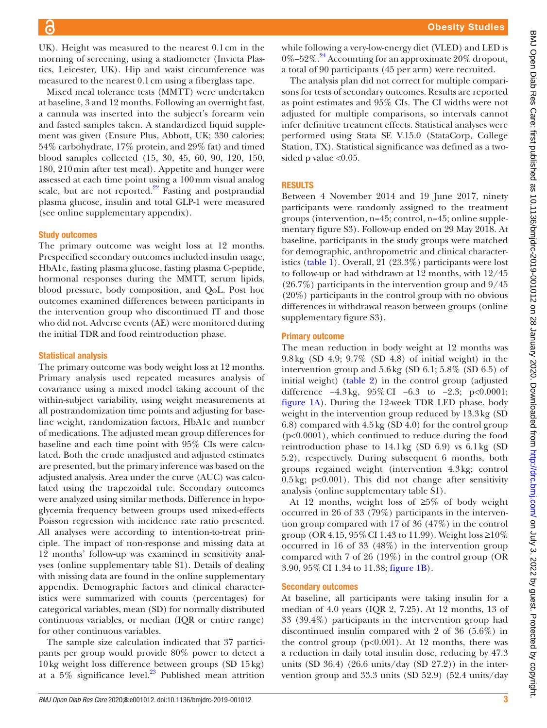UK). Height was measured to the nearest 0.1 cm in the morning of screening, using a stadiometer (Invicta Plastics, Leicester, UK). Hip and waist circumference was measured to the nearest 0.1 cm using a fiberglass tape.

Mixed meal tolerance tests (MMTT) were undertaken at baseline, 3 and 12 months. Following an overnight fast, a cannula was inserted into the subject's forearm vein and fasted samples taken. A standardized liquid supplement was given (Ensure Plus, Abbott, UK; 330 calories: 54% carbohydrate, 17% protein, and 29% fat) and timed blood samples collected (15, 30, 45, 60, 90, 120, 150, 180, 210 min after test meal). Appetite and hunger were assessed at each time point using a 100 mm visual analog scale, but are not reported.[22] Fasting and postprandial plasma glucose, insulin and total GLP-1 were measured (see online supplementary appendix).

### Study outcomes

The primary outcome was weight loss at 12 months. Prespecified secondary outcomes included insulin usage, HbA1c, fasting plasma glucose, fasting plasma C-peptide, hormonal responses during the MMTT, serum lipids, blood pressure, body composition, and QoL. Post hoc outcomes examined differences between participants in the intervention group who discontinued IT and those who did not. Adverse events (AE) were monitored during the initial TDR and food reintroduction phase.

### Statistical analysis

The primary outcome was body weight loss at 12 months. Primary analysis used repeated measures analysis of covariance using a mixed model taking account of the within-subject variability, using weight measurements at all postrandomization time points and adjusting for baseline weight, randomization factors, HbA1c and number of medications. The adjusted mean group differences for baseline and each time point with 95% CIs were calculated. Both the crude unadjusted and adjusted estimates are presented, but the primary inference was based on the adjusted analysis. Area under the curve (AUC) was calculated using the trapezoidal rule. Secondary outcomes were analyzed using similar methods. Difference in hypoglycemia frequency between groups used mixed-effects Poisson regression with incidence rate ratio presented. All analyses were according to intention-to-treat principle. The impact of non-response and missing data at 12 months' follow-up was examined in sensitivity analyses (online supplementary table S1). Details of dealing with missing data are found in the online supplementary appendix. Demographic factors and clinical characteristics were summarized with counts (percentages) for categorical variables, mean (SD) for normally distributed continuous variables, or median (IQR or entire range) for other continuous variables.

The sample size calculation indicated that 37 participants per group would provide 80% power to detect a 10 kg weight loss difference between groups (SD 15 kg) at a 5% significance level.[23] Published mean attrition while following a very-low-energy diet (VLED) and LED is 0%–52%.[24] Accounting for an approximate 20% dropout, a total of 90 participants (45 per arm) were recruited.

The analysis plan did not correct for multiple comparisons for tests of secondary outcomes. Results are reported as point estimates and 95% CIs. The CI widths were not adjusted for multiple comparisons, so intervals cannot infer definitive treatment effects. Statistical analyses were performed using Stata SE V.15.0 (StataCorp, College Station, TX). Statistical significance was defined as a two-sided p value <0.05.

## RESULTS

Between 4 November 2014 and 19 June 2017, ninety participants were randomly assigned to the treatment groups (intervention, n=45; control, n=45; online supplementary figure S3). Follow-up ended on 29 May 2018. At baseline, participants in the study groups were matched for demographic, anthropometric and clinical characteristics (table 1). Overall, 21 (23.3%) participants were lost to follow-up or had withdrawn at 12 months, with 12/45 (26.7%) participants in the intervention group and 9/45 (20%) participants in the control group with no obvious differences in withdrawal reason between groups (online supplementary figure S3).

### Primary outcome

The mean reduction in body weight at 12 months was 9.8 kg (SD 4.9; 9.7% (SD 4.8) of initial weight) in the intervention group and 5.6 kg (SD 6.1; 5.8% (SD 6.5) of initial weight) (table 2) in the control group (adjusted difference −4.3 kg, 95% CI −6.3 to −2.3; p<0.0001; figure 1A). During the 12-week TDR LED phase, body weight in the intervention group reduced by 13.3 kg (SD 6.8) compared with 4.5 kg (SD 4.0) for the control group (p<0.0001), which continued to reduce during the food reintroduction phase to 14.1 kg (SD 6.9) vs 6.1 kg (SD 5.2), respectively. During subsequent 6 months, both groups regained weight (intervention 4.3 kg; control 0.5 kg; p<0.001). This did not change after sensitivity analysis (online supplementary table S1).

At 12 months, weight loss of ≥5% of body weight occurred in 26 of 33 (79%) participants in the intervention group compared with 17 of 36 (47%) in the control group (OR 4.15, 95% CI 1.43 to 11.99). Weight loss ≥10% occurred in 16 of 33 (48%) in the intervention group compared with 7 of 26 (19%) in the control group (OR 3.90, 95% CI 1.34 to 11.38; figure 1B).

### Secondary outcomes

At baseline, all participants were taking insulin for a median of 4.0 years (IQR 2, 7.25). At 12 months, 13 of 33 (39.4%) participants in the intervention group had discontinued insulin compared with 2 of 36 (5.6%) in the control group (p<0.001). At 12 months, there was a reduction in daily total insulin dose, reducing by 47.3 units (SD 36.4) (26.6 units/day (SD 27.2)) in the intervention group and 33.3 units (SD 52.9) (52.4 units/day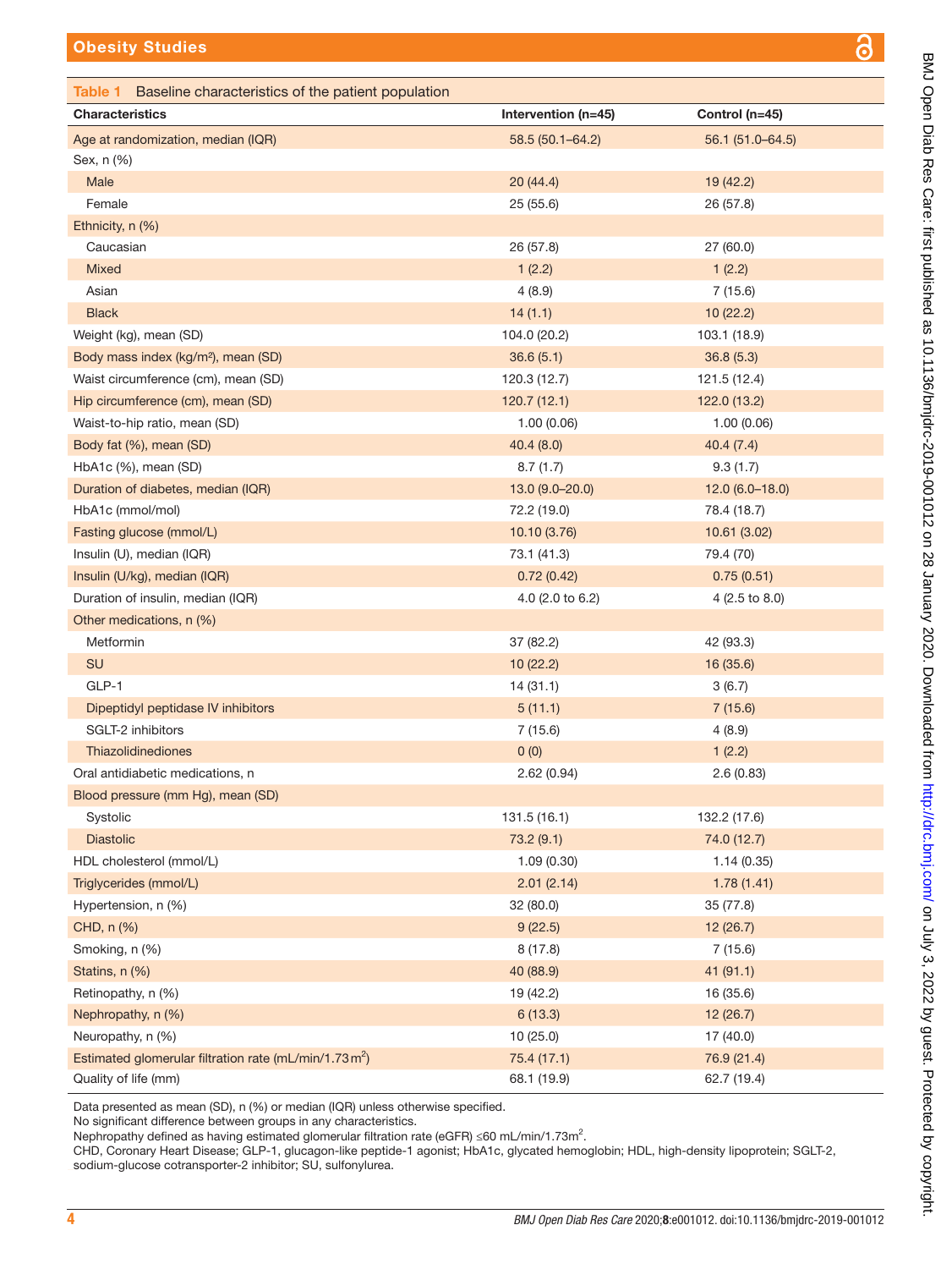**Table 1** Baseline characteristics of the patient population

| Characteristics | Intervention (n=45) | Control (n=45) |
|---|---|---|
| Age at randomization, median (IQR) | 58.5 (50.1–64.2) | 56.1 (51.0–64.5) |
| Sex, n (%) | | |
| Male | 20 (44.4) | 19 (42.2) |
| Female | 25 (55.6) | 26 (57.8) |
| Ethnicity, n (%) | | |
| Caucasian | 26 (57.8) | 27 (60.0) |
| Mixed | 1 (2.2) | 1 (2.2) |
| Asian | 4 (8.9) | 7 (15.6) |
| Black | 14 (1.1) | 10 (22.2) |
| Weight (kg), mean (SD) | 104.0 (20.2) | 103.1 (18.9) |
| Body mass index (kg/m²), mean (SD) | 36.6 (5.1) | 36.8 (5.3) |
| Waist circumference (cm), mean (SD) | 120.3 (12.7) | 121.5 (12.4) |
| Hip circumference (cm), mean (SD) | 120.7 (12.1) | 122.0 (13.2) |
| Waist-to-hip ratio, mean (SD) | 1.00 (0.06) | 1.00 (0.06) |
| Body fat (%), mean (SD) | 40.4 (8.0) | 40.4 (7.4) |
| HbA1c (%), mean (SD) | 8.7 (1.7) | 9.3 (1.7) |
| Duration of diabetes, median (IQR) | 13.0 (9.0–20.0) | 12.0 (6.0–18.0) |
| HbA1c (mmol/mol) | 72.2 (19.0) | 78.4 (18.7) |
| Fasting glucose (mmol/L) | 10.10 (3.76) | 10.61 (3.02) |
| Insulin (U), median (IQR) | 73.1 (41.3) | 79.4 (70) |
| Insulin (U/kg), median (IQR) | 0.72 (0.42) | 0.75 (0.51) |
| Duration of insulin, median (IQR) | 4.0 (2.0 to 6.2) | 4 (2.5 to 8.0) |
| Other medications, n (%) | | |
| Metformin | 37 (82.2) | 42 (93.3) |
| SU | 10 (22.2) | 16 (35.6) |
| GLP-1 | 14 (31.1) | 3 (6.7) |
| Dipeptidyl peptidase IV inhibitors | 5 (11.1) | 7 (15.6) |
| SGLT-2 inhibitors | 7 (15.6) | 4 (8.9) |
| Thiazolidinediones | 0 (0) | 1 (2.2) |
| Oral antidiabetic medications, n | 2.62 (0.94) | 2.6 (0.83) |
| Blood pressure (mm Hg), mean (SD) | | |
| Systolic | 131.5 (16.1) | 132.2 (17.6) |
| Diastolic | 73.2 (9.1) | 74.0 (12.7) |
| HDL cholesterol (mmol/L) | 1.09 (0.30) | 1.14 (0.35) |
| Triglycerides (mmol/L) | 2.01 (2.14) | 1.78 (1.41) |
| Hypertension, n (%) | 32 (80.0) | 35 (77.8) |
| CHD, n (%) | 9 (22.5) | 12 (26.7) |
| Smoking, n (%) | 8 (17.8) | 7 (15.6) |
| Statins, n (%) | 40 (88.9) | 41 (91.1) |
| Retinopathy, n (%) | 19 (42.2) | 16 (35.6) |
| Nephropathy, n (%) | 6 (13.3) | 12 (26.7) |
| Neuropathy, n (%) | 10 (25.0) | 17 (40.0) |
| Estimated glomerular filtration rate (mL/min/1.73 m²) | 75.4 (17.1) | 76.9 (21.4) |
| Quality of life (mm) | 68.1 (19.9) | 62.7 (19.4) |

Data presented as mean (SD), n (%) or median (IQR) unless otherwise specified.
No significant difference between groups in any characteristics.
Nephropathy defined as having estimated glomerular filtration rate (eGFR) ≤60 mL/min/1.73m².
CHD, Coronary Heart Disease; GLP-1, glucagon-like peptide-1 agonist; HbA1c, glycated hemoglobin; HDL, high-density lipoprotein; SGLT-2, sodium-glucose cotransporter-2 inhibitor; SU, sulfonylurea.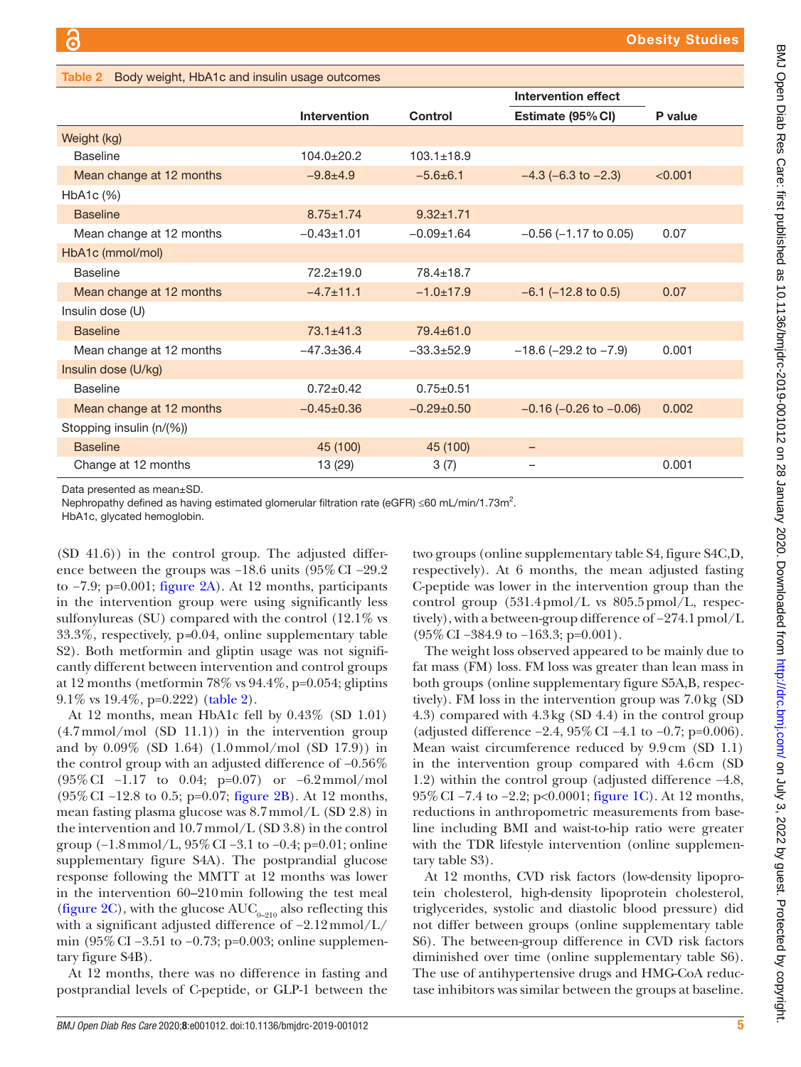**Table 2** Body weight, HbA1c and insulin usage outcomes

| | Intervention | Control | Intervention effect Estimate (95% CI) | P value |
|---|---|---|---|---|
| Weight (kg) | | | | |
| Baseline | 104.0±20.2 | 103.1±18.9 | | |
| Mean change at 12 months | −9.8±4.9 | −5.6±6.1 | −4.3 (−6.3 to −2.3) | <0.001 |
| HbA1c (%) | | | | |
| Baseline | 8.75±1.74 | 9.32±1.71 | | |
| Mean change at 12 months | −0.43±1.01 | −0.09±1.64 | −0.56 (−1.17 to 0.05) | 0.07 |
| HbA1c (mmol/mol) | | | | |
| Baseline | 72.2±19.0 | 78.4±18.7 | | |
| Mean change at 12 months | −4.7±11.1 | −1.0±17.9 | −6.1 (−12.8 to 0.5) | 0.07 |
| Insulin dose (U) | | | | |
| Baseline | 73.1±41.3 | 79.4±61.0 | | |
| Mean change at 12 months | −47.3±36.4 | −33.3±52.9 | −18.6 (−29.2 to −7.9) | 0.001 |
| Insulin dose (U/kg) | | | | |
| Baseline | 0.72±0.42 | 0.75±0.51 | | |
| Mean change at 12 months | −0.45±0.36 | −0.29±0.50 | −0.16 (−0.26 to −0.06) | 0.002 |
| Stopping insulin (n/(%)) | | | | |
| Baseline | 45 (100) | 45 (100) | – | |
| Change at 12 months | 13 (29) | 3 (7) | – | 0.001 |

Data presented as mean±SD.
Nephropathy defined as having estimated glomerular filtration rate (eGFR) ≤60 mL/min/1.73m$^2$.
HbA1c, glycated hemoglobin.

(SD 41.6)) in the control group. The adjusted difference between the groups was −18.6 units (95% CI −29.2 to −7.9; p=0.001; figure 2A). At 12 months, participants in the intervention group were using significantly less sulfonylureas (SU) compared with the control (12.1% vs 33.3%, respectively, p=0.04, online supplementary table S2). Both metformin and gliptin usage was not significantly different between intervention and control groups at 12 months (metformin 78% vs 94.4%, p=0.054; gliptins 9.1% vs 19.4%, p=0.222) (table 2).

At 12 months, mean HbA1c fell by 0.43% (SD 1.01) (4.7 mmol/mol (SD 11.1)) in the intervention group and by 0.09% (SD 1.64) (1.0 mmol/mol (SD 17.9)) in the control group with an adjusted difference of −0.56% (95% CI −1.17 to 0.04; p=0.07) or −6.2 mmol/mol (95% CI −12.8 to 0.5; p=0.07; figure 2B). At 12 months, mean fasting plasma glucose was 8.7 mmol/L (SD 2.8) in the intervention and 10.7 mmol/L (SD 3.8) in the control group (−1.8 mmol/L, 95% CI −3.1 to −0.4; p=0.01; online supplementary figure S4A). The postprandial glucose response following the MMTT at 12 months was lower in the intervention 60–210 min following the test meal (figure 2C), with the glucose $AUC_{0-210}$ also reflecting this with a significant adjusted difference of −2.12 mmol/L/min (95% CI −3.51 to −0.73; p=0.003; online supplementary figure S4B).

At 12 months, there was no difference in fasting and postprandial levels of C-peptide, or GLP-1 between the two groups (online supplementary table S4, figure S4C,D, respectively). At 6 months, the mean adjusted fasting C-peptide was lower in the intervention group than the control group (531.4 pmol/L vs 805.5 pmol/L, respectively), with a between-group difference of −274.1 pmol/L (95% CI −384.9 to −163.3; p=0.001).

The weight loss observed appeared to be mainly due to fat mass (FM) loss. FM loss was greater than lean mass in both groups (online supplementary figure S5A,B, respectively). FM loss in the intervention group was 7.0 kg (SD 4.3) compared with 4.3 kg (SD 4.4) in the control group (adjusted difference −2.4, 95% CI −4.1 to −0.7; p=0.006). Mean waist circumference reduced by 9.9 cm (SD 1.1) in the intervention group compared with 4.6 cm (SD 1.2) within the control group (adjusted difference −4.8, 95% CI −7.4 to −2.2; p<0.0001; figure 1C). At 12 months, reductions in anthropometric measurements from baseline including BMI and waist-to-hip ratio were greater with the TDR lifestyle intervention (online supplementary table S3).

At 12 months, CVD risk factors (low-density lipoprotein cholesterol, high-density lipoprotein cholesterol, triglycerides, systolic and diastolic blood pressure) did not differ between groups (online supplementary table S6). The between-group difference in CVD risk factors diminished over time (online supplementary table S6). The use of antihypertensive drugs and HMG-CoA reductase inhibitors was similar between the groups at baseline.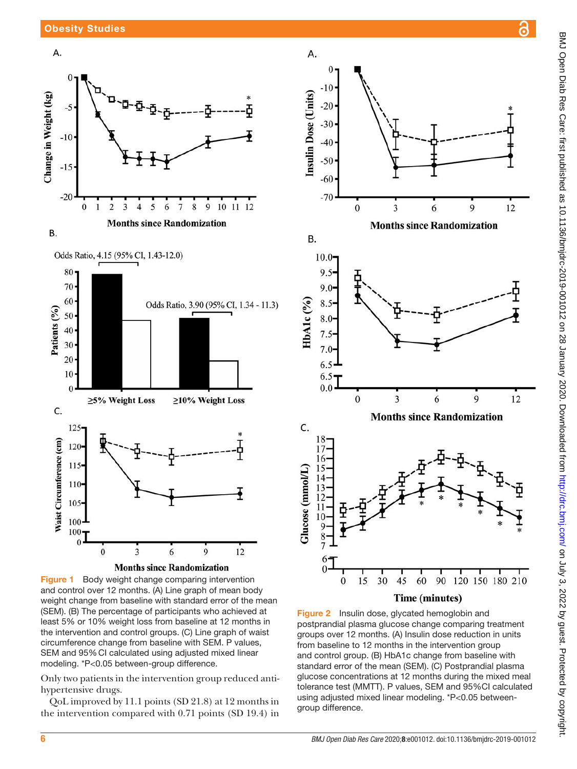Figure 1 Body weight change comparing intervention and control over 12 months. (A) Line graph of mean body weight change from baseline with standard error of the mean (SEM). (B) The percentage of participants who achieved at least 5% or 10% weight loss from baseline at 12 months in the intervention and control groups. (C) Line graph of waist circumference change from baseline with SEM. P values, SEM and 95% CI calculated using adjusted mixed linear modeling. *P<0.05 between-group difference.

Only two patients in the intervention group reduced anti-hypertensive drugs.

QoL improved by 11.1 points (SD 21.8) at 12 months in the intervention compared with 0.71 points (SD 19.4) in

Figure 2 Insulin dose, glycated hemoglobin and postprandial plasma glucose change comparing treatment groups over 12 months. (A) Insulin dose reduction in units from baseline to 12 months in the intervention group and control group. (B) HbA1c change from baseline with standard error of the mean (SEM). (C) Postprandial plasma glucose concentrations at 12 months during the mixed meal tolerance test (MMTT). P values, SEM and 95% CI calculated using adjusted mixed linear modeling. *P<0.05 between-group difference.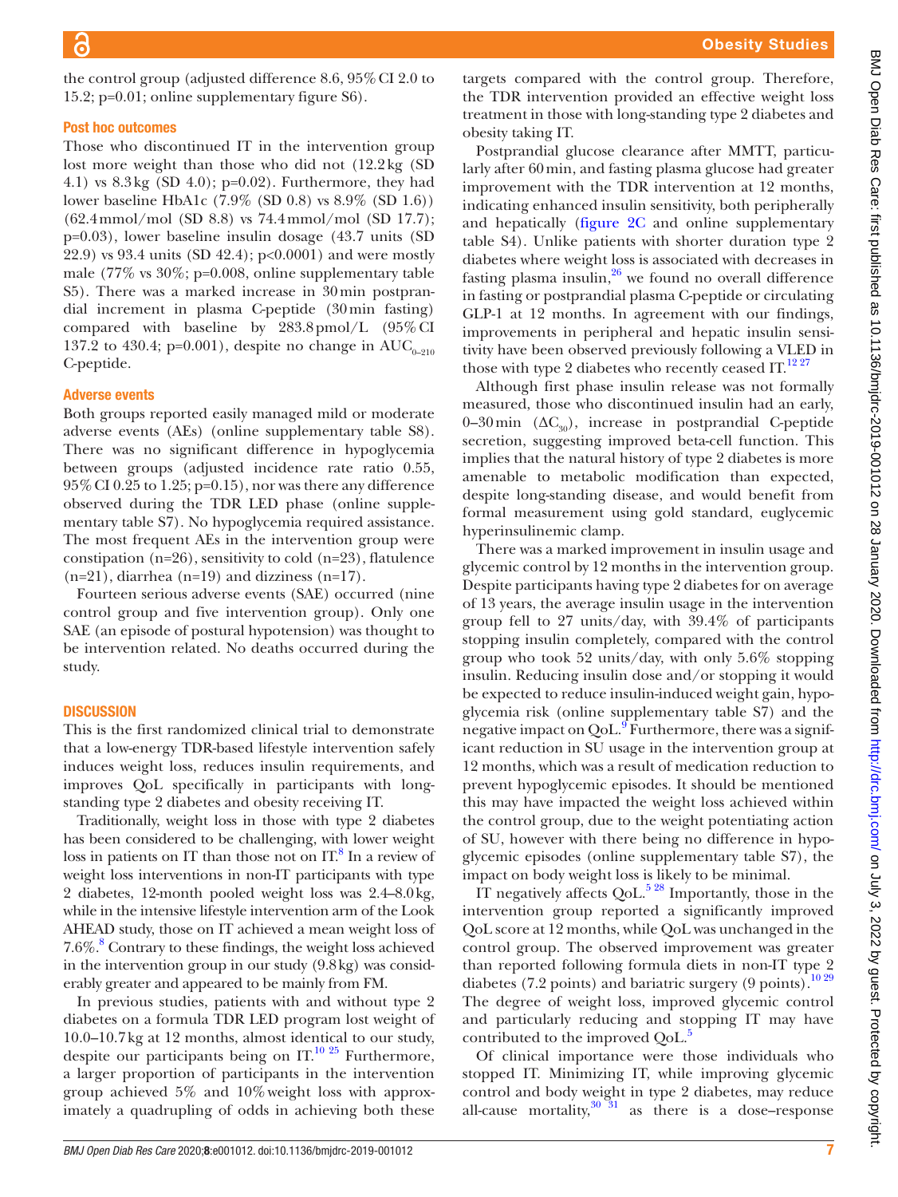the control group (adjusted difference 8.6, 95% CI 2.0 to 15.2; p=0.01; online supplementary figure S6).

### Post hoc outcomes

Those who discontinued IT in the intervention group lost more weight than those who did not (12.2 kg (SD 4.1) vs 8.3 kg (SD 4.0); p=0.02). Furthermore, they had lower baseline HbA1c (7.9% (SD 0.8) vs 8.9% (SD 1.6)) (62.4 mmol/mol (SD 8.8) vs 74.4 mmol/mol (SD 17.7); p=0.03), lower baseline insulin dosage (43.7 units (SD 22.9) vs 93.4 units (SD 42.4); p<0.0001) and were mostly male (77% vs 30%; p=0.008, online supplementary table S5). There was a marked increase in 30 min postprandial increment in plasma C-peptide (30 min fasting) compared with baseline by 283.8 pmol/L (95% CI 137.2 to 430.4; p=0.001), despite no change in $AUC_{0-210}$ C-peptide.

### Adverse events

Both groups reported easily managed mild or moderate adverse events (AEs) (online supplementary table S8). There was no significant difference in hypoglycemia between groups (adjusted incidence rate ratio 0.55, 95% CI 0.25 to 1.25; p=0.15), nor was there any difference observed during the TDR LED phase (online supplementary table S7). No hypoglycemia required assistance. The most frequent AEs in the intervention group were constipation (n=26), sensitivity to cold (n=23), flatulence (n=21), diarrhea (n=19) and dizziness (n=17).

Fourteen serious adverse events (SAE) occurred (nine control group and five intervention group). Only one SAE (an episode of postural hypotension) was thought to be intervention related. No deaths occurred during the study.

## DISCUSSION

This is the first randomized clinical trial to demonstrate that a low-energy TDR-based lifestyle intervention safely induces weight loss, reduces insulin requirements, and improves QoL specifically in participants with long-standing type 2 diabetes and obesity receiving IT.

Traditionally, weight loss in those with type 2 diabetes has been considered to be challenging, with lower weight loss in patients on IT than those not on IT.[8] In a review of weight loss interventions in non-IT participants with type 2 diabetes, 12-month pooled weight loss was 2.4–8.0 kg, while in the intensive lifestyle intervention arm of the Look AHEAD study, those on IT achieved a mean weight loss of 7.6%.[8] Contrary to these findings, the weight loss achieved in the intervention group in our study (9.8 kg) was considerably greater and appeared to be mainly from FM.

In previous studies, patients with and without type 2 diabetes on a formula TDR LED program lost weight of 10.0–10.7 kg at 12 months, almost identical to our study, despite our participants being on IT.[10 25] Furthermore, a larger proportion of participants in the intervention group achieved 5% and 10% weight loss with approximately a quadrupling of odds in achieving both these targets compared with the control group. Therefore, the TDR intervention provided an effective weight loss treatment in those with long-standing type 2 diabetes and obesity taking IT.

Postprandial glucose clearance after MMTT, particularly after 60 min, and fasting plasma glucose had greater improvement with the TDR intervention at 12 months, indicating enhanced insulin sensitivity, both peripherally and hepatically (figure 2C and online supplementary table S4). Unlike patients with shorter duration type 2 diabetes where weight loss is associated with decreases in fasting plasma insulin,[26] we found no overall difference in fasting or postprandial plasma C-peptide or circulating GLP-1 at 12 months. In agreement with our findings, improvements in peripheral and hepatic insulin sensitivity have been observed previously following a VLED in those with type 2 diabetes who recently ceased IT.[12 27]

Although first phase insulin release was not formally measured, those who discontinued insulin had an early, 0–30 min ($\Delta C_{30}$), increase in postprandial C-peptide secretion, suggesting improved beta-cell function. This implies that the natural history of type 2 diabetes is more amenable to metabolic modification than expected, despite long-standing disease, and would benefit from formal measurement using gold standard, euglycemic hyperinsulinemic clamp.

There was a marked improvement in insulin usage and glycemic control by 12 months in the intervention group. Despite participants having type 2 diabetes for on average of 13 years, the average insulin usage in the intervention group fell to 27 units/day, with 39.4% of participants stopping insulin completely, compared with the control group who took 52 units/day, with only 5.6% stopping insulin. Reducing insulin dose and/or stopping it would be expected to reduce insulin-induced weight gain, hypoglycemia risk (online supplementary table S7) and the negative impact on QoL.[9] Furthermore, there was a significant reduction in SU usage in the intervention group at 12 months, which was a result of medication reduction to prevent hypoglycemic episodes. It should be mentioned this may have impacted the weight loss achieved within the control group, due to the weight potentiating action of SU, however with there being no difference in hypoglycemic episodes (online supplementary table S7), the impact on body weight loss is likely to be minimal.

IT negatively affects QoL.[5 28] Importantly, those in the intervention group reported a significantly improved QoL score at 12 months, while QoL was unchanged in the control group. The observed improvement was greater than reported following formula diets in non-IT type 2 diabetes (7.2 points) and bariatric surgery (9 points).[10 29] The degree of weight loss, improved glycemic control and particularly reducing and stopping IT may have contributed to the improved QoL.[5]

Of clinical importance were those individuals who stopped IT. Minimizing IT, while improving glycemic control and body weight in type 2 diabetes, may reduce all-cause mortality,[30 31] as there is a dose–response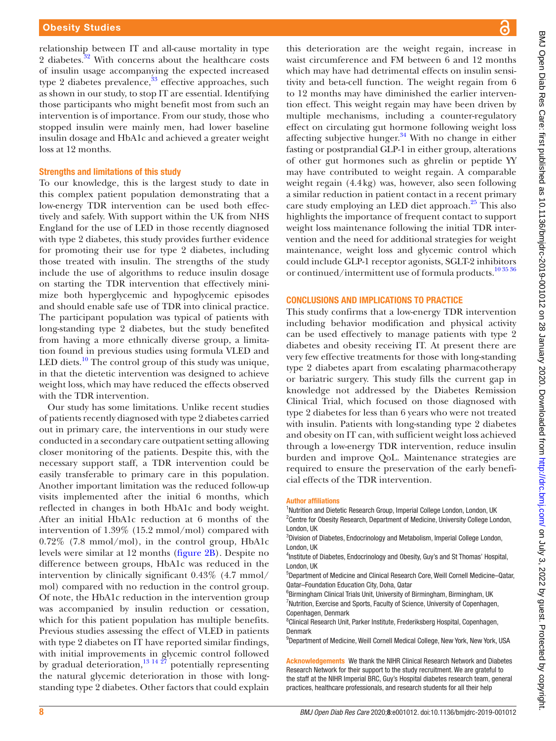relationship between IT and all-cause mortality in type 2 diabetes.[32] With concerns about the healthcare costs of insulin usage accompanying the expected increased type 2 diabetes prevalence,[33] effective approaches, such as shown in our study, to stop IT are essential. Identifying those participants who might benefit most from such an intervention is of importance. From our study, those who stopped insulin were mainly men, had lower baseline insulin dosage and HbA1c and achieved a greater weight loss at 12 months.

### Strengths and limitations of this study

To our knowledge, this is the largest study to date in this complex patient population demonstrating that a low-energy TDR intervention can be used both effectively and safely. With support within the UK from NHS England for the use of LED in those recently diagnosed with type 2 diabetes, this study provides further evidence for promoting their use for type 2 diabetes, including those treated with insulin. The strengths of the study include the use of algorithms to reduce insulin dosage on starting the TDR intervention that effectively minimize both hyperglycemic and hypoglycemic episodes and should enable safe use of TDR into clinical practice. The participant population was typical of patients with long-standing type 2 diabetes, but the study benefited from having a more ethnically diverse group, a limitation found in previous studies using formula VLED and LED diets.[10] The control group of this study was unique, in that the dietetic intervention was designed to achieve weight loss, which may have reduced the effects observed with the TDR intervention.

Our study has some limitations. Unlike recent studies of patients recently diagnosed with type 2 diabetes carried out in primary care, the interventions in our study were conducted in a secondary care outpatient setting allowing closer monitoring of the patients. Despite this, with the necessary support staff, a TDR intervention could be easily transferable to primary care in this population. Another important limitation was the reduced follow-up visits implemented after the initial 6 months, which reflected in changes in both HbA1c and body weight. After an initial HbA1c reduction at 6 months of the intervention of 1.39% (15.2 mmol/mol) compared with 0.72% (7.8 mmol/mol), in the control group, HbA1c levels were similar at 12 months (figure 2B). Despite no difference between groups, HbA1c was reduced in the intervention by clinically significant 0.43% (4.7 mmol/mol) compared with no reduction in the control group. Of note, the HbA1c reduction in the intervention group was accompanied by insulin reduction or cessation, which for this patient population has multiple benefits. Previous studies assessing the effect of VLED in patients with type 2 diabetes on IT have reported similar findings, with initial improvements in glycemic control followed by gradual deterioration,[13 14 27] potentially representing the natural glycemic deterioration in those with long-standing type 2 diabetes. Other factors that could explain this deterioration are the weight regain, increase in waist circumference and FM between 6 and 12 months which may have had detrimental effects on insulin sensitivity and beta-cell function. The weight regain from 6 to 12 months may have diminished the earlier intervention effect. This weight regain may have been driven by multiple mechanisms, including a counter-regulatory effect on circulating gut hormone following weight loss affecting subjective hunger.[34] With no change in either fasting or postprandial GLP-1 in either group, alterations of other gut hormones such as ghrelin or peptide YY may have contributed to weight regain. A comparable weight regain (4.4 kg) was, however, also seen following a similar reduction in patient contact in a recent primary care study employing an LED diet approach.[25] This also highlights the importance of frequent contact to support weight loss maintenance following the initial TDR intervention and the need for additional strategies for weight maintenance, weight loss and glycemic control which could include GLP-1 receptor agonists, SGLT-2 inhibitors or continued/intermittent use of formula products.[10 35 36]

## CONCLUSIONS AND IMPLICATIONS TO PRACTICE

This study confirms that a low-energy TDR intervention including behavior modification and physical activity can be used effectively to manage patients with type 2 diabetes and obesity receiving IT. At present there are very few effective treatments for those with long-standing type 2 diabetes apart from escalating pharmacotherapy or bariatric surgery. This study fills the current gap in knowledge not addressed by the Diabetes Remission Clinical Trial, which focused on those diagnosed with type 2 diabetes for less than 6 years who were not treated with insulin. Patients with long-standing type 2 diabetes and obesity on IT can, with sufficient weight loss achieved through a low-energy TDR intervention, reduce insulin burden and improve QoL. Maintenance strategies are required to ensure the preservation of the early beneficial effects of the TDR intervention.

**Author affiliations**

[1]Nutrition and Dietetic Research Group, Imperial College London, London, UK
[2]Centre for Obesity Research, Department of Medicine, University College London, London, UK
[3]Division of Diabetes, Endocrinology and Metabolism, Imperial College London, London, UK
[4]Institute of Diabetes, Endocrinology and Obesity, Guy's and St Thomas' Hospital, London, UK
[5]Department of Medicine and Clinical Research Core, Weill Cornell Medicine–Qatar, Qatar–Foundation Education City, Doha, Qatar
[6]Birmingham Clinical Trials Unit, University of Birmingham, Birmingham, UK
[7]Nutrition, Exercise and Sports, Faculty of Science, University of Copenhagen, Copenhagen, Denmark
[8]Clinical Research Unit, Parker Institute, Frederiksberg Hospital, Copenhagen, Denmark
[9]Department of Medicine, Weill Cornell Medical College, New York, New York, USA

**Acknowledgements** We thank the NIHR Clinical Research Network and Diabetes Research Network for their support to the study recruitment. We are grateful to the staff at the NIHR Imperial BRC, Guy's Hospital diabetes research team, general practices, healthcare professionals, and research students for all their help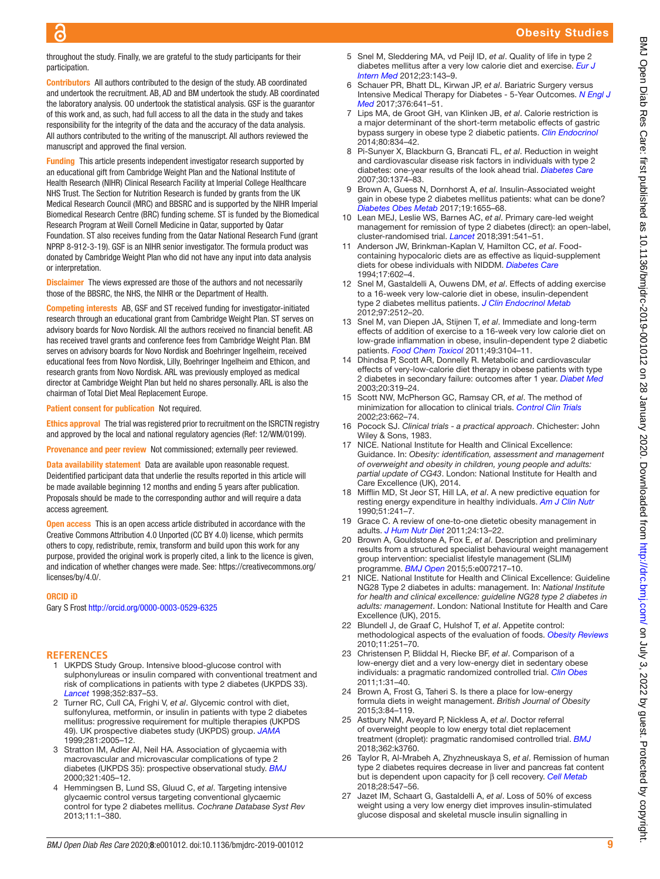throughout the study. Finally, we are grateful to the study participants for their participation.

**Contributors** All authors contributed to the design of the study. AB coordinated and undertook the recruitment. AB, AD and BM undertook the study. AB coordinated the laboratory analysis. OO undertook the statistical analysis. GSF is the guarantor of this work and, as such, had full access to all the data in the study and takes responsibility for the integrity of the data and the accuracy of the data analysis. All authors contributed to the writing of the manuscript. All authors reviewed the manuscript and approved the final version.

**Funding** This article presents independent investigator research supported by an educational gift from Cambridge Weight Plan and the National Institute of Health Research (NIHR) Clinical Research Facility at Imperial College Healthcare NHS Trust. The Section for Nutrition Research is funded by grants from the UK Medical Research Council (MRC) and BBSRC and is supported by the NIHR Imperial Biomedical Research Centre (BRC) funding scheme. ST is funded by the Biomedical Research Program at Weill Cornell Medicine in Qatar, supported by Qatar Foundation. ST also receives funding from the Qatar National Research Fund (grant NPRP 8-912-3-19). GSF is an NIHR senior investigator. The formula product was donated by Cambridge Weight Plan who did not have any input into data analysis or interpretation.

**Disclaimer** The views expressed are those of the authors and not necessarily those of the BBSRC, the NHS, the NIHR or the Department of Health.

**Competing interests** AB, GSF and ST received funding for investigator-initiated research through an educational grant from Cambridge Weight Plan. ST serves on advisory boards for Novo Nordisk. All the authors received no financial benefit. AB has received travel grants and conference fees from Cambridge Weight Plan. BM serves on advisory boards for Novo Nordisk and Boehringer Ingelheim, received educational fees from Novo Nordisk, Lilly, Boehringer Ingelheim and Ethicon, and research grants from Novo Nordisk. ARL was previously employed as medical director at Cambridge Weight Plan but held no shares personally. ARL is also the chairman of Total Diet Meal Replacement Europe.

**Patient consent for publication** Not required.

**Ethics approval** The trial was registered prior to recruitment on the ISRCTN registry and approved by the local and national regulatory agencies (Ref: 12/WM/0199).

**Provenance and peer review** Not commissioned; externally peer reviewed.

**Data availability statement** Data are available upon reasonable request. Deidentified participant data that underlie the results reported in this article will be made available beginning 12 months and ending 5 years after publication. Proposals should be made to the corresponding author and will require a data access agreement.

**Open access** This is an open access article distributed in accordance with the Creative Commons Attribution 4.0 Unported (CC BY 4.0) license, which permits others to copy, redistribute, remix, transform and build upon this work for any purpose, provided the original work is properly cited, a link to the licence is given, and indication of whether changes were made. See: https://creativecommons.org/licenses/by/4.0/.

**ORCID iD**

Gary S Frost http://orcid.org/0000-0003-0529-6325

## REFERENCES

1. UKPDS Study Group. Intensive blood-glucose control with sulphonylureas or insulin compared with conventional treatment and risk of complications in patients with type 2 diabetes (UKPDS 33). *Lancet* 1998;352:837–53.
2. Turner RC, Cull CA, Frighi V, *et al*. Glycemic control with diet, sulfonylurea, metformin, or insulin in patients with type 2 diabetes mellitus: progressive requirement for multiple therapies (UKPDS 49). UK prospective diabetes study (UKPDS) group. *JAMA* 1999;281:2005–12.
3. Stratton IM, Adler AI, Neil HA. Association of glycaemia with macrovascular and microvascular complications of type 2 diabetes (UKPDS 35): prospective observational study. *BMJ* 2000;321:405–12.
4. Hemmingsen B, Lund SS, Gluud C, *et al*. Targeting intensive glycaemic control versus targeting conventional glycaemic control for type 2 diabetes mellitus. *Cochrane Database Syst Rev* 2013;11:1–380.
5. Snel M, Sleddering MA, vd Peijl ID, *et al*. Quality of life in type 2 diabetes mellitus after a very low calorie diet and exercise. *Eur J Intern Med* 2012;23:143–9.
6. Schauer PR, Bhatt DL, Kirwan JP, *et al*. Bariatric Surgery versus Intensive Medical Therapy for Diabetes - 5-Year Outcomes. *N Engl J Med* 2017;376:641–51.
7. Lips MA, de Groot GH, van Klinken JB, *et al*. Calorie restriction is a major determinant of the short-term metabolic effects of gastric bypass surgery in obese type 2 diabetic patients. *Clin Endocrinol* 2014;80:834–42.
8. Pi-Sunyer X, Blackburn G, Brancati FL, *et al*. Reduction in weight and cardiovascular disease risk factors in individuals with type 2 diabetes: one-year results of the look ahead trial. *Diabetes Care* 2007;30:1374–83.
9. Brown A, Guess N, Dornhorst A, *et al*. Insulin-Associated weight gain in obese type 2 diabetes mellitus patients: what can be done? *Diabetes Obes Metab* 2017;19:1655–68.
10. Lean MEJ, Leslie WS, Barnes AC, *et al*. Primary care-led weight management for remission of type 2 diabetes (direct): an open-label, cluster-randomised trial. *Lancet* 2018;391:541–51.
11. Anderson JW, Brinkman-Kaplan V, Hamilton CC, *et al*. Food-containing hypocaloric diets are as effective as liquid-supplement diets for obese individuals with NIDDM. *Diabetes Care* 1994;17:602–4.
12. Snel M, Gastaldelli A, Ouwens DM, *et al*. Effects of adding exercise to a 16-week very low-calorie diet in obese, insulin-dependent type 2 diabetes mellitus patients. *J Clin Endocrinol Metab* 2012;97:2512–20.
13. Snel M, van Diepen JA, Stijnen T, *et al*. Immediate and long-term effects of addition of exercise to a 16-week very low calorie diet on low-grade inflammation in obese, insulin-dependent type 2 diabetic patients. *Food Chem Toxicol* 2011;49:3104–11.
14. Dhindsa P, Scott AR, Donnelly R. Metabolic and cardiovascular effects of very-low-calorie diet therapy in obese patients with type 2 diabetes in secondary failure: outcomes after 1 year. *Diabet Med* 2003;20:319–24.
15. Scott NW, McPherson GC, Ramsay CR, *et al*. The method of minimization for allocation to clinical trials. *Control Clin Trials* 2002;23:662–74.
16. Pocock SJ. *Clinical trials - a practical approach*. Chichester: John Wiley & Sons, 1983.
17. NICE. National Institute for Health and Clinical Excellence: Guidance. In: *Obesity: identification, assessment and management of overweight and obesity in children, young people and adults: partial update of CG43*. London: National Institute for Health and Care Excellence (UK), 2014.
18. Mifflin MD, St Jeor ST, Hill LA, *et al*. A new predictive equation for resting energy expenditure in healthy individuals. *Am J Clin Nutr* 1990;51:241–7.
19. Grace C. A review of one-to-one dietetic obesity management in adults. *J Hum Nutr Diet* 2011;24:13–22.
20. Brown A, Gouldstone A, Fox E, *et al*. Description and preliminary results from a structured specialist behavioural weight management group intervention: specialist lifestyle management (SLIM) programme. *BMJ Open* 2015;5:e007217–10.
21. NICE. National Institute for Health and Clinical Excellence: Guideline NG28 Type 2 diabetes in adults: management. In: *National Institute for health and clinical excellence: guideline NG28 type 2 diabetes in adults: management*. London: National Institute for Health and Care Excellence (UK), 2015.
22. Blundell J, de Graaf C, Hulshof T, *et al*. Appetite control: methodological aspects of the evaluation of foods. *Obesity Reviews* 2010;11:251–70.
23. Christensen P, Bliddal H, Riecke BF, *et al*. Comparison of a low-energy diet and a very low-energy diet in sedentary obese individuals: a pragmatic randomized controlled trial. *Clin Obes* 2011;1:31–40.
24. Brown A, Frost G, Taheri S. Is there a place for low-energy formula diets in weight management. *British Journal of Obesity* 2015;3:84–119.
25. Astbury NM, Aveyard P, Nickless A, *et al*. Doctor referral of overweight people to low energy total diet replacement treatment (droplet): pragmatic randomised controlled trial. *BMJ* 2018;362:k3760.
26. Taylor R, Al-Mrabeh A, Zhyzhneuskaya S, *et al*. Remission of human type 2 diabetes requires decrease in liver and pancreas fat content but is dependent upon capacity for β cell recovery. *Cell Metab* 2018;28:547–56.
27. Jazet IM, Schaart G, Gastaldelli A, *et al*. Loss of 50% of excess weight using a very low energy diet improves insulin-stimulated glucose disposal and skeletal muscle insulin signalling in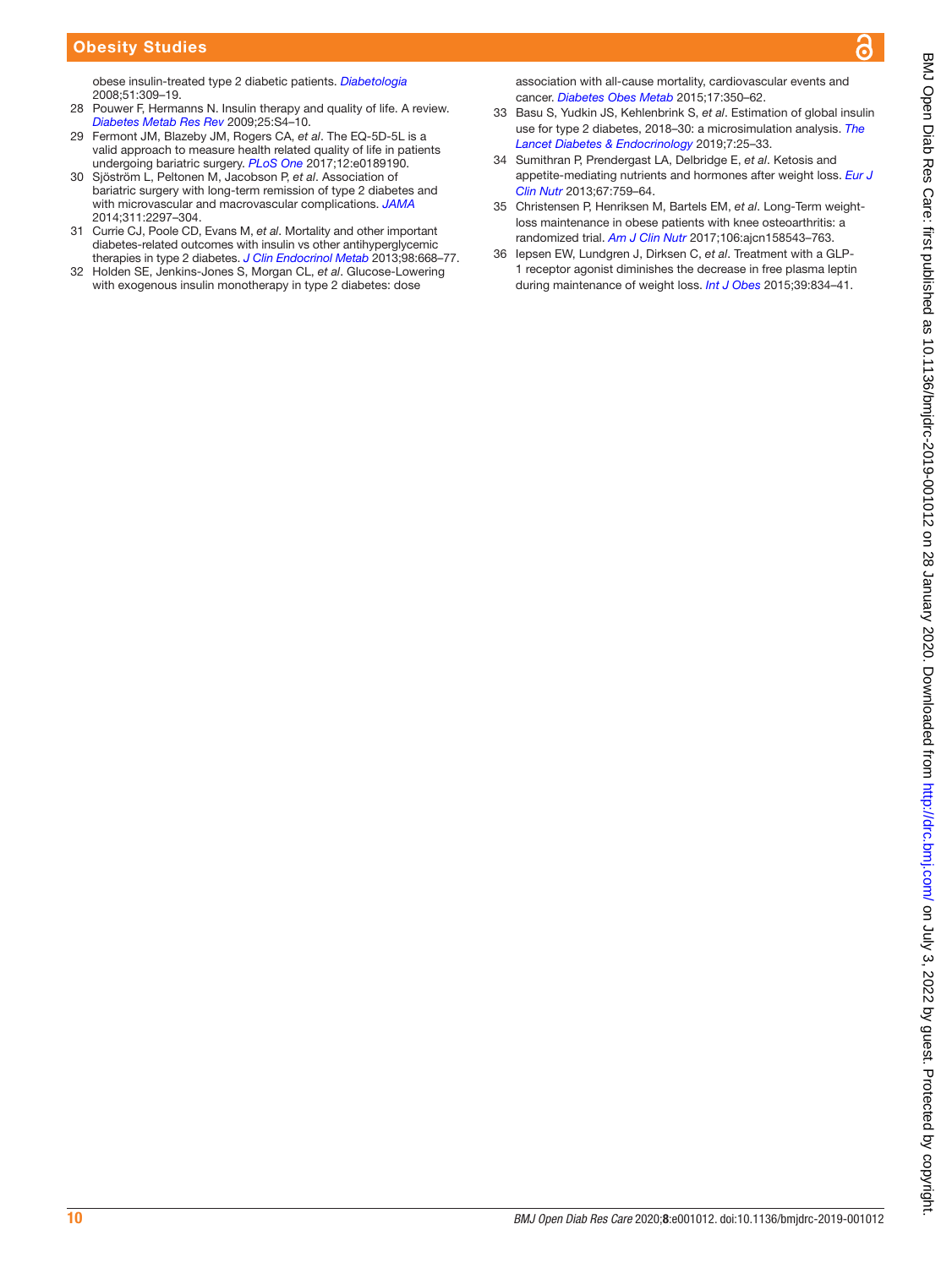obese insulin-treated type 2 diabetic patients. *Diabetologia* 2008;51:309–19.

28 Pouwer F, Hermanns N. Insulin therapy and quality of life. A review. *Diabetes Metab Res Rev* 2009;25:S4–10.

29 Fermont JM, Blazeby JM, Rogers CA, *et al*. The EQ-5D-5L is a valid approach to measure health related quality of life in patients undergoing bariatric surgery. *PLoS One* 2017;12:e0189190.

30 Sjöström L, Peltonen M, Jacobson P, *et al*. Association of bariatric surgery with long-term remission of type 2 diabetes and with microvascular and macrovascular complications. *JAMA* 2014;311:2297–304.

31 Currie CJ, Poole CD, Evans M, *et al*. Mortality and other important diabetes-related outcomes with insulin vs other antihyperglycemic therapies in type 2 diabetes. *J Clin Endocrinol Metab* 2013;98:668–77.

32 Holden SE, Jenkins-Jones S, Morgan CL, *et al*. Glucose-Lowering with exogenous insulin monotherapy in type 2 diabetes: dose association with all-cause mortality, cardiovascular events and cancer. *Diabetes Obes Metab* 2015;17:350–62.

33 Basu S, Yudkin JS, Kehlenbrink S, *et al*. Estimation of global insulin use for type 2 diabetes, 2018–30: a microsimulation analysis. *The Lancet Diabetes & Endocrinology* 2019;7:25–33.

34 Sumithran P, Prendergast LA, Delbridge E, *et al*. Ketosis and appetite-mediating nutrients and hormones after weight loss. *Eur J Clin Nutr* 2013;67:759–64.

35 Christensen P, Henriksen M, Bartels EM, *et al*. Long-Term weight-loss maintenance in obese patients with knee osteoarthritis: a randomized trial. *Am J Clin Nutr* 2017;106:ajcn158543–763.

36 Iepsen EW, Lundgren J, Dirksen C, *et al*. Treatment with a GLP-1 receptor agonist diminishes the decrease in free plasma leptin during maintenance of weight loss. *Int J Obes* 2015;39:834–41.